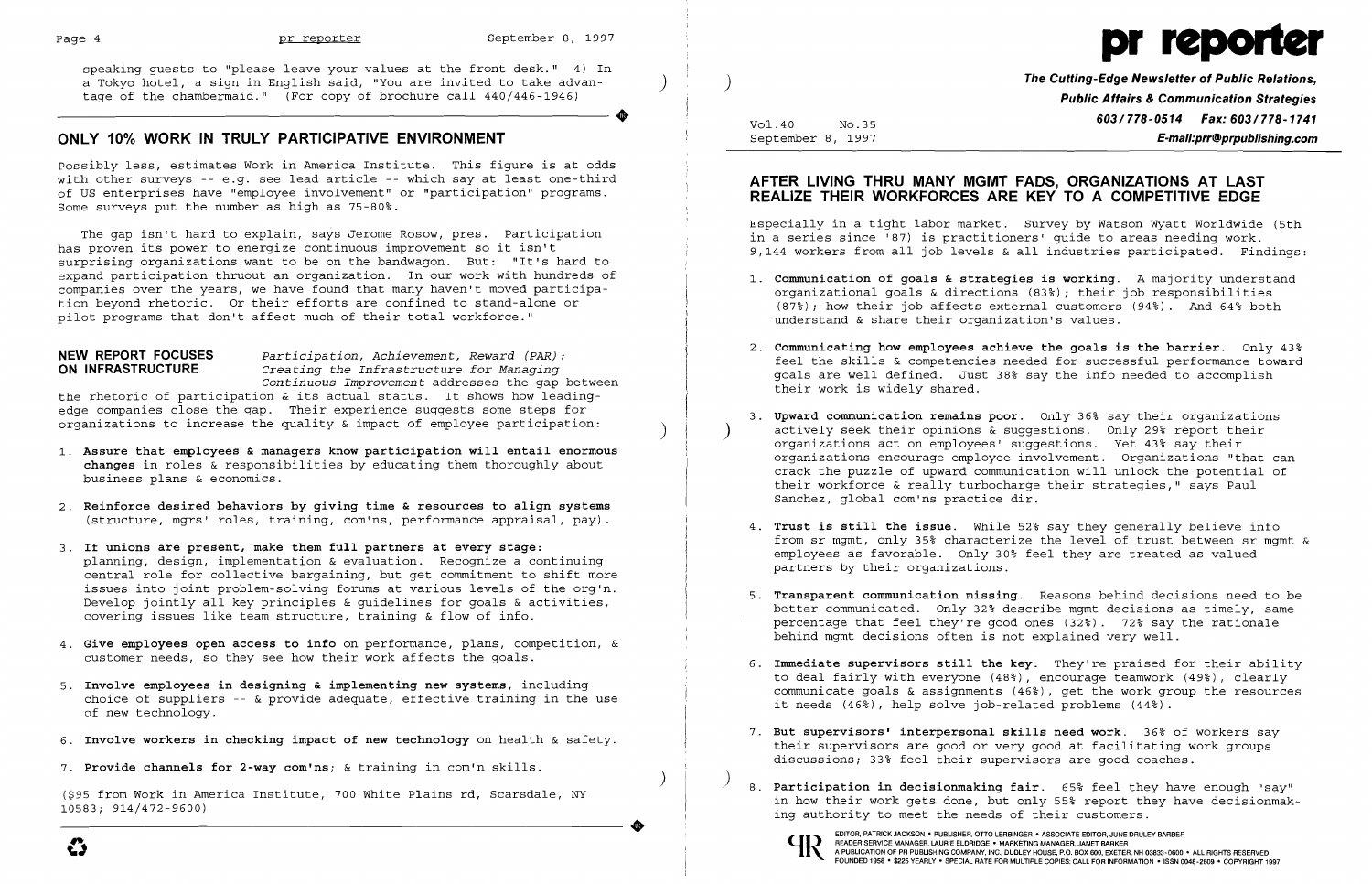speaking guests to "please leave your values at the front desk." 4) In a Tokyo hotel, a sign in English said, "You are invited to take advantage of the chambermaid." (For copy of brochure call 440/446-1946)

## ONLY 10% WORK IN TRULY PARTICIPATIVE ENVIRONMENT

Possibly less, estimates Work in America Institute. This figure is at odds with other surveys -- e.g. see lead article -- which say at least one-third of US enterprises have "employee involvement" or "participation" programs. Some surveys put the number as high as 75-80%.

The gap isn't hard to explain, says Jerome Rosow, pres. Participation has proven its power to energize continuous improvement so it isn't surprising organizations want to be on the bandwagon. But: "It's hard to expand participation thruout an organization. In our work with hundreds of companies over the years, we have found that many haven't moved participation beyond rhetoric. Or their efforts are confined to stand-alone or pilot programs that don't affect much of their total workforce."

**NEW REPORT FOCUSES ON INFRASTRUCTURE** *Participation, Achievement, Reward (PAR): Creating the Infrastructure for Managing Continuous Improvement* addresses the gap between the rhetoric of participation & its actual status. It shows how leading-edge companies close the gap. Their experience suggests some steps for organizations to increase the quality & impact of employee participation:

1. **Assure that employees & managers know participation will entail enormous changes** in roles & responsibilities by educating them thoroughly about business plans & economics.
2. **Reinforce desired behaviors by giving time & resources to align systems** (structure, mgrs' roles, training, com'ns, performance appraisal, pay).
3. **If unions are present, make them full partners at every stage:** planning, design, implementation & evaluation. Recognize a continuing central role for collective bargaining, but get commitment to shift more issues into joint problem-solving forums at various levels of the org'n. Develop jointly all key principles & guidelines for goals & activities, covering issues like team structure, training & flow of info.
4. **Give employees open access to info** on performance, plans, competition, & customer needs, so they see how their work affects the goals.
5. **Involve employees in designing & implementing new systems,** including choice of suppliers -- & provide adequate, effective training in the use of new technology.
6. **Involve workers in checking impact of new technology** on health & safety.
7. **Provide channels for 2-way com'ns;** & training in com'n skills.

($95 from Work in America Institute, 700 White Plains rd, Scarsdale, NY 10583; 914/472-9600)

# pr reporter

**The Cutting-Edge Newsletter of Public Relations, Public Affairs & Communication Strategies**
**603/778-0514 Fax: 603/778-1741**
**E-mail:prr@prpublishing.com**

Vol.40 No.35
September 8, 1997

## AFTER LIVING THRU MANY MGMT FADS, ORGANIZATIONS AT LAST REALIZE THEIR WORKFORCES ARE KEY TO A COMPETITIVE EDGE

Especially in a tight labor market. Survey by Watson Wyatt Worldwide (5th in a series since '87) is practitioners' guide to areas needing work. 9,144 workers from all job levels & all industries participated. Findings:

1. **Communication of goals & strategies is working.** A majority understand organizational goals & directions (83%); their job responsibilities (87%); how their job affects external customers (94%). And 64% both understand & share their organization's values.
2. **Communicating how employees achieve the goals is the barrier.** Only 43% feel the skills & competencies needed for successful performance toward goals are well defined. Just 38% say the info needed to accomplish their work is widely shared.
3. **Upward communication remains poor.** Only 36% say their organizations actively seek their opinions & suggestions. Only 29% report their organizations act on employees' suggestions. Yet 43% say their organizations encourage employee involvement. Organizations "that can crack the puzzle of upward communication will unlock the potential of their workforce & really turbocharge their strategies," says Paul Sanchez, global com'ns practice dir.
4. **Trust is still the issue.** While 52% say they generally believe info from sr mgmt, only 35% characterize the level of trust between sr mgmt & employees as favorable. Only 30% feel they are treated as valued partners by their organizations.
5. **Transparent communication missing.** Reasons behind decisions need to be better communicated. Only 32% describe mgmt decisions as timely, same percentage that feel they're good ones (32%). 72% say the rationale behind mgmt decisions often is not explained very well.
6. **Immediate supervisors still the key.** They're praised for their ability to deal fairly with everyone (48%), encourage teamwork (49%), clearly communicate goals & assignments (46%), get the work group the resources it needs (46%), help solve job-related problems (44%).
7. **But supervisors' interpersonal skills need work.** 36% of workers say their supervisors are good or very good at facilitating work groups discussions; 33% feel their supervisors are good coaches.
8. **Participation in decisionmaking fair.** 65% feel they have enough "say" in how their work gets done, but only 55% report they have decisionmaking authority to meet the needs of their customers.

EDITOR, PATRICK JACKSON • PUBLISHER, OTTO LERBINGER • ASSOCIATE EDITOR, JUNE DRULEY BARBER
READER SERVICE MANAGER, LAURIE ELDRIDGE • MARKETING MANAGER, JANET BARKER
A PUBLICATION OF PR PUBLISHING COMPANY, INC., DUDLEY HOUSE, P.O. BOX 600, EXETER, NH 03833-0600 • ALL RIGHTS RESERVED
FOUNDED 1958 • $225 YEARLY • SPECIAL RATE FOR MULTIPLE COPIES: CALL FOR INFORMATION • ISSN 0048-2609 • COPYRIGHT 1997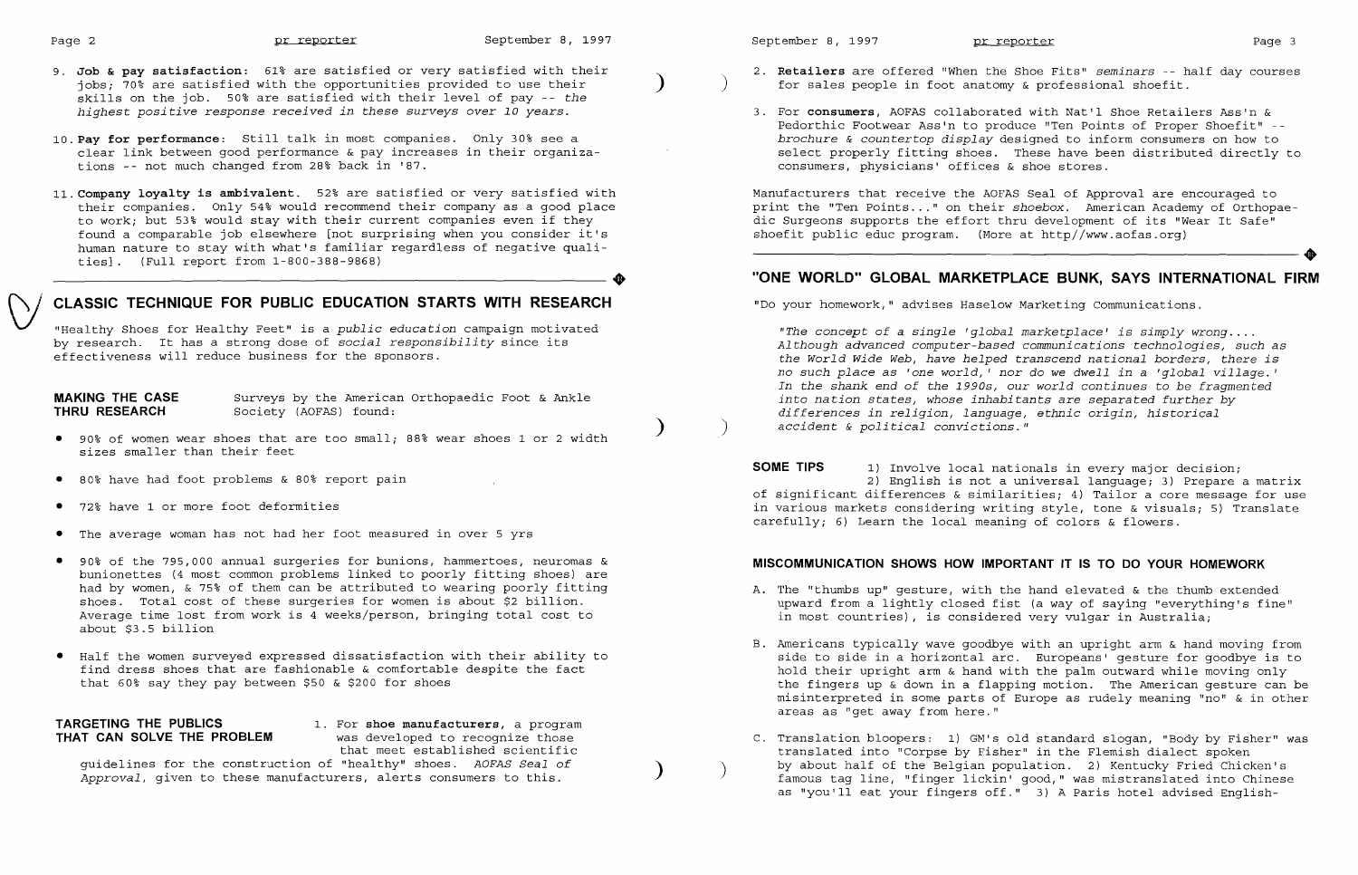9. **Job & pay satisfaction**: 61% are satisfied or very satisfied with their jobs; 70% are satisfied with the opportunities provided to use their skills on the job. 50% are satisfied with their level of pay -- *the highest positive response received in these surveys over 10 years.*

10. **Pay for performance**: Still talk in most companies. Only 30% see a clear link between good performance & pay increases in their organizations -- not much changed from 28% back in '87.

11. **Company loyalty is ambivalent**. 52% are satisfied or very satisfied with their companies. Only 54% would recommend their company as a good place to work; but 53% would stay with their current companies even if they found a comparable job elsewhere [not surprising when you consider it's human nature to stay with what's familiar regardless of negative qualities]. (Full report from 1-800-388-9868)

## CLASSIC TECHNIQUE FOR PUBLIC EDUCATION STARTS WITH RESEARCH

"Healthy Shoes for Healthy Feet" is a *public education* campaign motivated by research. It has a strong dose of *social responsibility* since its effectiveness will reduce business for the sponsors.

**MAKING THE CASE THRU RESEARCH** Surveys by the American Orthopaedic Foot & Ankle Society (AOFAS) found:

- 90% of women wear shoes that are too small; 88% wear shoes 1 or 2 width sizes smaller than their feet
- 80% have had foot problems & 80% report pain
- 72% have 1 or more foot deformities
- The average woman has not had her foot measured in over 5 yrs
- 90% of the 795,000 annual surgeries for bunions, hammertoes, neuromas & bunionettes (4 most common problems linked to poorly fitting shoes) are had by women, & 75% of them can be attributed to wearing poorly fitting shoes. Total cost of these surgeries for women is about $2 billion. Average time lost from work is 4 weeks/person, bringing total cost to about $3.5 billion
- Half the women surveyed expressed dissatisfaction with their ability to find dress shoes that are fashionable & comfortable despite the fact that 60% say they pay between $50 & $200 for shoes

**TARGETING THE PUBLICS THAT CAN SOLVE THE PROBLEM**

1. For **shoe manufacturers**, a program was developed to recognize those that meet established scientific guidelines for the construction of "healthy" shoes. *AOFAS Seal of Approval*, given to these manufacturers, alerts consumers to this.

2. **Retailers** are offered "When the Shoe Fits" *seminars* -- half day courses for sales people in foot anatomy & professional shoefit.

3. For **consumers**, AOFAS collaborated with Nat'l Shoe Retailers Ass'n & Pedorthic Footwear Ass'n to produce "Ten Points of Proper Shoefit" -- *brochure & countertop display* designed to inform consumers on how to select properly fitting shoes. These have been distributed directly to consumers, physicians' offices & shoe stores.

Manufacturers that receive the AOFAS Seal of Approval are encouraged to print the "Ten Points..." on their *shoebox*. American Academy of Orthopaedic Surgeons supports the effort thru development of its "Wear It Safe" shoefit public educ program. (More at http//www.aofas.org)

## "ONE WORLD" GLOBAL MARKETPLACE BUNK, SAYS INTERNATIONAL FIRM

"Do your homework," advises Haselow Marketing Communications.

*"The concept of a single 'global marketplace' is simply wrong.... Although advanced computer-based communications technologies, such as the World Wide Web, have helped transcend national borders, there is no such place as 'one world,' nor do we dwell in a 'global village.' In the shank end of the 1990s, our world continues to be fragmented into nation states, whose inhabitants are separated further by differences in religion, language, ethnic origin, historical accident & political convictions."*

**SOME TIPS** 1) Involve local nationals in every major decision; 2) English is not a universal language; 3) Prepare a matrix of significant differences & similarities; 4) Tailor a core message for use in various markets considering writing style, tone & visuals; 5) Translate carefully; 6) Learn the local meaning of colors & flowers.

### MISCOMMUNICATION SHOWS HOW IMPORTANT IT IS TO DO YOUR HOMEWORK

A. The "thumbs up" gesture, with the hand elevated & the thumb extended upward from a lightly closed fist (a way of saying "everything's fine" in most countries), is considered very vulgar in Australia;

B. Americans typically wave goodbye with an upright arm & hand moving from side to side in a horizontal arc. Europeans' gesture for goodbye is to hold their upright arm & hand with the palm outward while moving only the fingers up & down in a flapping motion. The American gesture can be misinterpreted in some parts of Europe as rudely meaning "no" & in other areas as "get away from here."

C. Translation bloopers: 1) GM's old standard slogan, "Body by Fisher" was translated into "Corpse by Fisher" in the Flemish dialect spoken by about half of the Belgian population. 2) Kentucky Fried Chicken's famous tag line, "finger lickin' good," was mistranslated into Chinese as "you'll eat your fingers off." 3) A Paris hotel advised English-